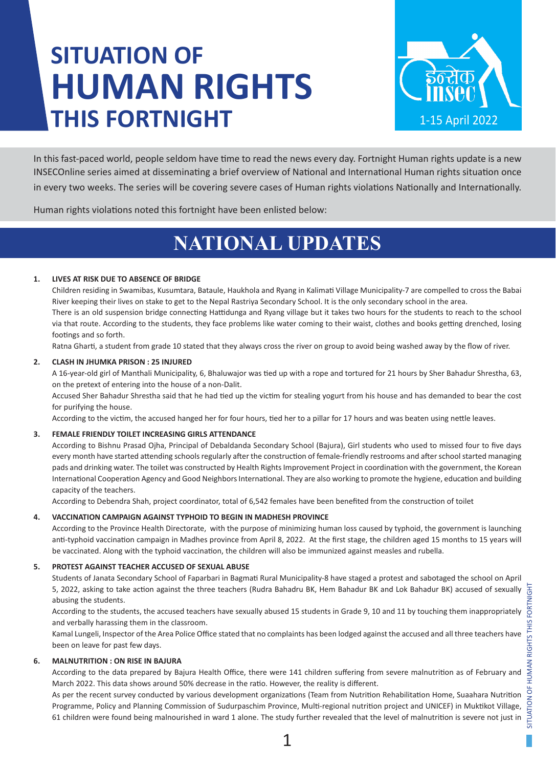# SITUATION OF HUMAN RIGHTS THIS FORTNIGHT

1-15 April 2022

In this fast-paced world, people seldom have time to read the news every day. Fortnight Human rights update is a new INSECOnline series aimed at disseminating a brief overview of National and International Human rights situation once in every two weeks. The series will be covering severe cases of Human rights violations Nationally and Internationally.

Human rights violations noted this fortnight have been enlisted below:

## NATIONAL UPDATES

**1. LIVES AT RISK DUE TO ABSENCE OF BRIDGE**

Children residing in Swamibas, Kusumtara, Bataule, Haukhola and Ryang in Kalimati Village Municipality-7 are compelled to cross the Babai River keeping their lives on stake to get to the Nepal Rastriya Secondary School. It is the only secondary school in the area.

There is an old suspension bridge connecting Hattidunga and Ryang village but it takes two hours for the students to reach to the school via that route. According to the students, they face problems like water coming to their waist, clothes and books getting drenched, losing footings and so forth.

Ratna Gharti, a student from grade 10 stated that they always cross the river on group to avoid being washed away by the flow of river.

**2. CLASH IN JHUMKA PRISON : 25 INJURED**

A 16-year-old girl of Manthali Municipality, 6, Bhaluwajor was tied up with a rope and tortured for 21 hours by Sher Bahadur Shrestha, 63, on the pretext of entering into the house of a non-Dalit.

Accused Sher Bahadur Shrestha said that he had tied up the victim for stealing yogurt from his house and has demanded to bear the cost for purifying the house.

According to the victim, the accused hanged her for four hours, tied her to a pillar for 17 hours and was beaten using nettle leaves.

**3. FEMALE FRIENDLY TOILET INCREASING GIRLS ATTENDANCE**

According to Bishnu Prasad Ojha, Principal of Debaldanda Secondary School (Bajura), Girl students who used to missed four to five days every month have started attending schools regularly after the construction of female-friendly restrooms and after school started managing pads and drinking water. The toilet was constructed by Health Rights Improvement Project in coordination with the government, the Korean International Cooperation Agency and Good Neighbors International. They are also working to promote the hygiene, education and building capacity of the teachers.

According to Debendra Shah, project coordinator, total of 6,542 females have been benefited from the construction of toilet

**4. VACCINATION CAMPAIGN AGAINST TYPHOID TO BEGIN IN MADHESH PROVINCE**

According to the Province Health Directorate, with the purpose of minimizing human loss caused by typhoid, the government is launching anti-typhoid vaccination campaign in Madhes province from April 8, 2022. At the first stage, the children aged 15 months to 15 years will be vaccinated. Along with the typhoid vaccination, the children will also be immunized against measles and rubella.

**5. PROTEST AGAINST TEACHER ACCUSED OF SEXUAL ABUSE**

Students of Janata Secondary School of Faparbari in Bagmati Rural Municipality-8 have staged a protest and sabotaged the school on April 5, 2022, asking to take action against the three teachers (Rudra Bahadru BK, Hem Bahadur BK and Lok Bahadur BK) accused of sexually abusing the students.

According to the students, the accused teachers have sexually abused 15 students in Grade 9, 10 and 11 by touching them inappropriately and verbally harassing them in the classroom.

Kamal Lungeli, Inspector of the Area Police Office stated that no complaints has been lodged against the accused and all three teachers have been on leave for past few days.

**6. MALNUTRITION : ON RISE IN BAJURA**

According to the data prepared by Bajura Health Office, there were 141 children suffering from severe malnutrition as of February and March 2022. This data shows around 50% decrease in the ratio. However, the reality is different.

As per the recent survey conducted by various development organizations (Team from Nutrition Rehabilitation Home, Suaahara Nutrition Programme, Policy and Planning Commission of Sudurpaschim Province, Multi-regional nutrition project and UNICEF) in Muktikot Village, 61 children were found being malnourished in ward 1 alone. The study further revealed that the level of malnutrition is severe not just in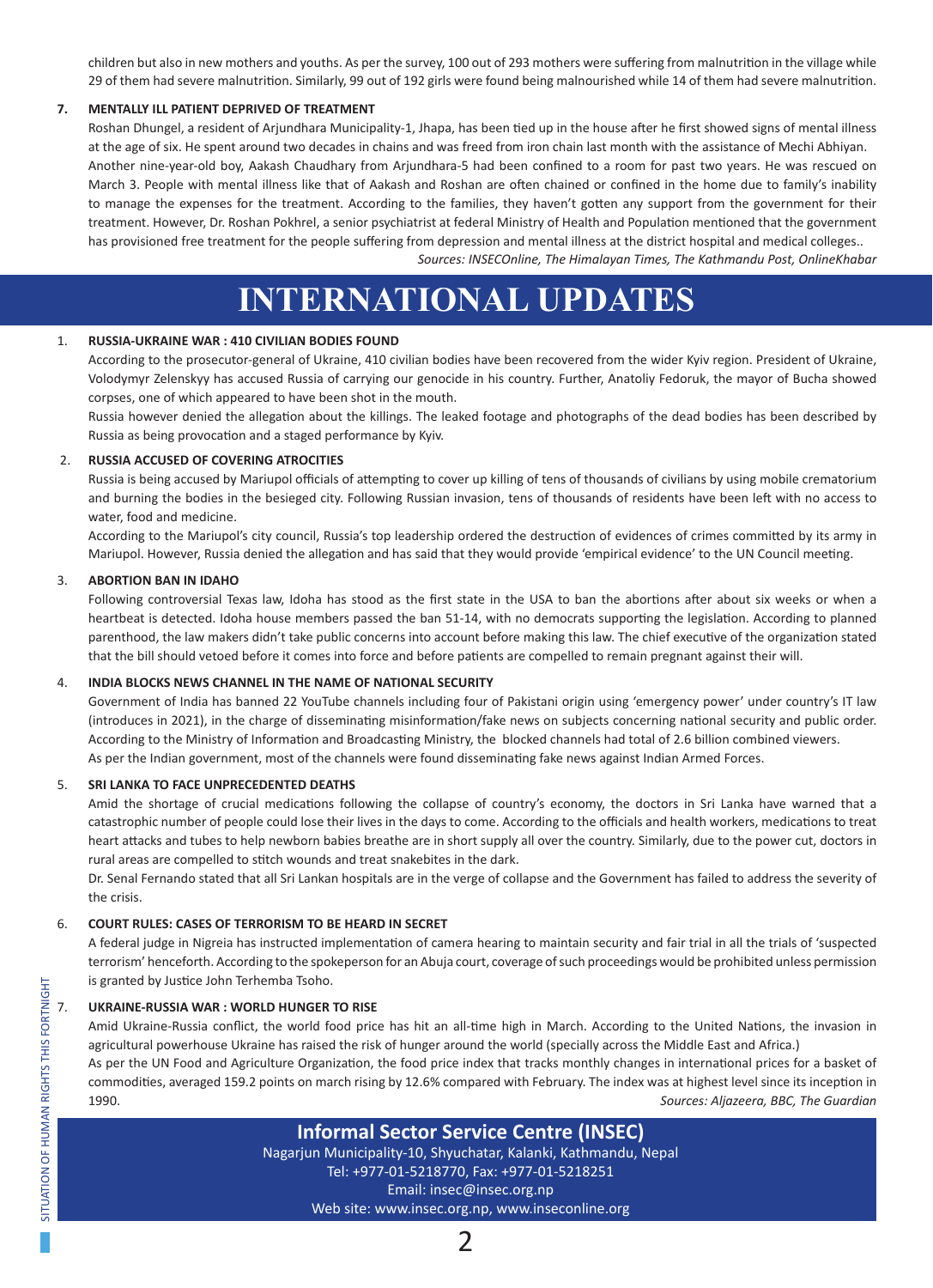children but also in new mothers and youths. As per the survey, 100 out of 293 mothers were suffering from malnutrition in the village while 29 of them had severe malnutrition. Similarly, 99 out of 192 girls were found being malnourished while 14 of them had severe malnutrition.

**7. MENTALLY ILL PATIENT DEPRIVED OF TREATMENT**

Roshan Dhungel, a resident of Arjundhara Municipality-1, Jhapa, has been tied up in the house after he first showed signs of mental illness at the age of six. He spent around two decades in chains and was freed from iron chain last month with the assistance of Mechi Abhiyan. Another nine-year-old boy, Aakash Chaudhary from Arjundhara-5 had been confined to a room for past two years. He was rescued on March 3. People with mental illness like that of Aakash and Roshan are often chained or confined in the home due to family's inability to manage the expenses for the treatment. According to the families, they haven't gotten any support from the government for their treatment. However, Dr. Roshan Pokhrel, a senior psychiatrist at federal Ministry of Health and Population mentioned that the government has provisioned free treatment for the people suffering from depression and mental illness at the district hospital and medical colleges..

*Sources: INSECOnline, The Himalayan Times, The Kathmandu Post, OnlineKhabar*

# INTERNATIONAL UPDATES

**1. RUSSIA-UKRAINE WAR : 410 CIVILIAN BODIES FOUND**

According to the prosecutor-general of Ukraine, 410 civilian bodies have been recovered from the wider Kyiv region. President of Ukraine, Volodymyr Zelenskyy has accused Russia of carrying our genocide in his country. Further, Anatoliy Fedoruk, the mayor of Bucha showed corpses, one of which appeared to have been shot in the mouth.

Russia however denied the allegation about the killings. The leaked footage and photographs of the dead bodies has been described by Russia as being provocation and a staged performance by Kyiv.

**2. RUSSIA ACCUSED OF COVERING ATROCITIES**

Russia is being accused by Mariupol officials of attempting to cover up killing of tens of thousands of civilians by using mobile crematorium and burning the bodies in the besieged city. Following Russian invasion, tens of thousands of residents have been left with no access to water, food and medicine.

According to the Mariupol's city council, Russia's top leadership ordered the destruction of evidences of crimes committed by its army in Mariupol. However, Russia denied the allegation and has said that they would provide 'empirical evidence' to the UN Council meeting.

**3. ABORTION BAN IN IDAHO**

Following controversial Texas law, Idoha has stood as the first state in the USA to ban the abortions after about six weeks or when a heartbeat is detected. Idoha house members passed the ban 51-14, with no democrats supporting the legislation. According to planned parenthood, the law makers didn't take public concerns into account before making this law. The chief executive of the organization stated that the bill should vetoed before it comes into force and before patients are compelled to remain pregnant against their will.

**4. INDIA BLOCKS NEWS CHANNEL IN THE NAME OF NATIONAL SECURITY**

Government of India has banned 22 YouTube channels including four of Pakistani origin using 'emergency power' under country's IT law (introduces in 2021), in the charge of disseminating misinformation/fake news on subjects concerning national security and public order. According to the Ministry of Information and Broadcasting Ministry, the blocked channels had total of 2.6 billion combined viewers.

As per the Indian government, most of the channels were found disseminating fake news against Indian Armed Forces.

**5. SRI LANKA TO FACE UNPRECEDENTED DEATHS**

Amid the shortage of crucial medications following the collapse of country's economy, the doctors in Sri Lanka have warned that a catastrophic number of people could lose their lives in the days to come. According to the officials and health workers, medications to treat heart attacks and tubes to help newborn babies breathe are in short supply all over the country. Similarly, due to the power cut, doctors in rural areas are compelled to stitch wounds and treat snakebites in the dark.

Dr. Senal Fernando stated that all Sri Lankan hospitals are in the verge of collapse and the Government has failed to address the severity of the crisis.

**6. COURT RULES: CASES OF TERRORISM TO BE HEARD IN SECRET**

A federal judge in Nigreia has instructed implementation of camera hearing to maintain security and fair trial in all the trials of 'suspected terrorism' henceforth. According to the spokeperson for an Abuja court, coverage of such proceedings would be prohibited unless permission is granted by Justice John Terhemba Tsoho.

**7. UKRAINE-RUSSIA WAR : WORLD HUNGER TO RISE**

Amid Ukraine-Russia conflict, the world food price has hit an all-time high in March. According to the United Nations, the invasion in agricultural powerhouse Ukraine has raised the risk of hunger around the world (specially across the Middle East and Africa.)

As per the UN Food and Agriculture Organization, the food price index that tracks monthly changes in international prices for a basket of commodities, averaged 159.2 points on march rising by 12.6% compared with February. The index was at highest level since its inception in 1990.

*Sources: Aljazeera, BBC, The Guardian*

**Informal Sector Service Centre (INSEC)**

Nagarjun Municipality-10, Shyuchatar, Kalanki, Kathmandu, Nepal

Tel: +977-01-5218770, Fax: +977-01-5218251

Email: insec@insec.org.np

Web site: www.insec.org.np, www.inseconline.org